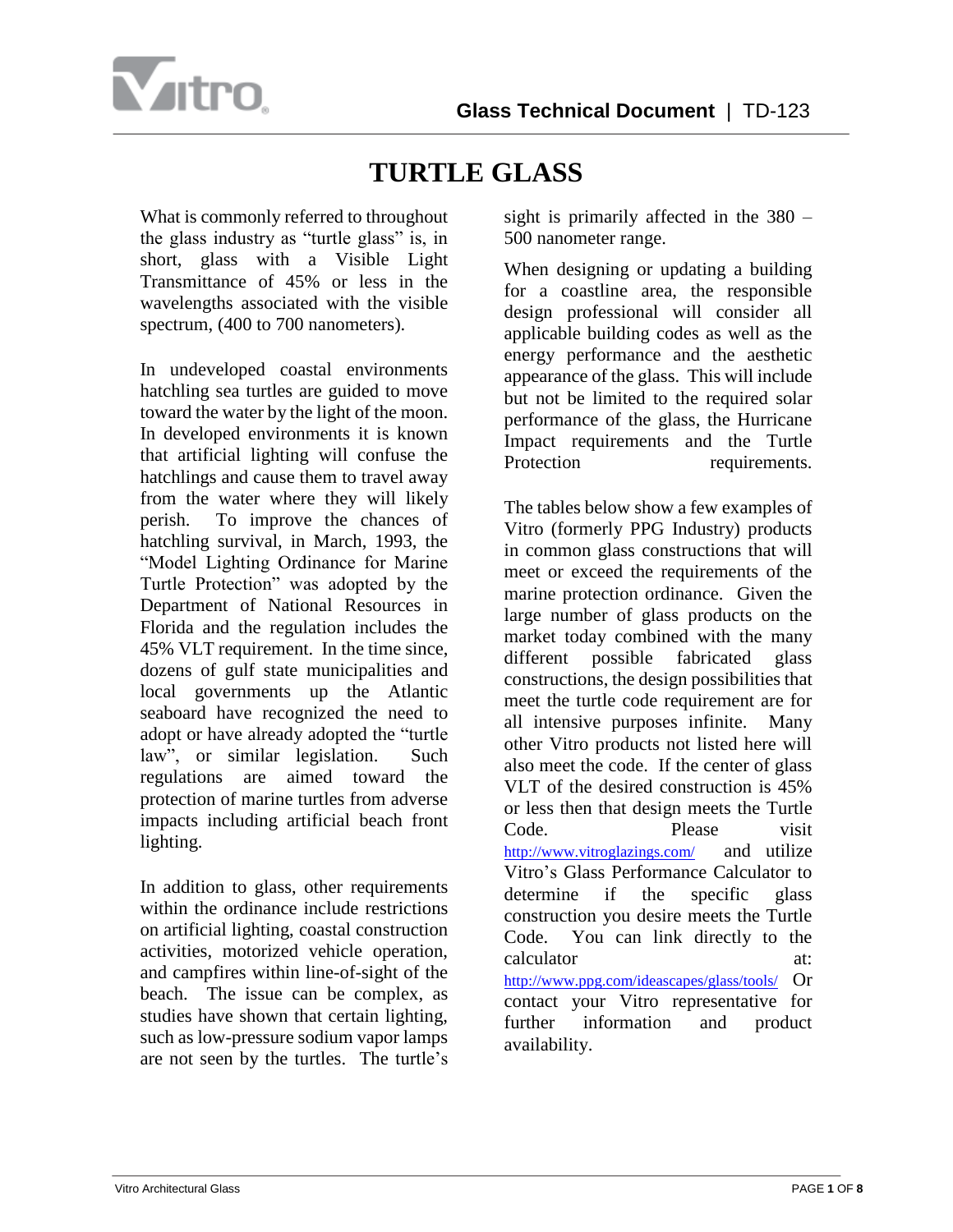# TURTLE GLASS

What is commonly referred to throughout the glass industry as "turtle glass" is, in short, glass with a Visible Light Transmittance of 45% or less in the wavelengths associated with the visible spectrum, (400 to 700 nanometers).

In undeveloped coastal environments hatchling sea turtles are guided to move toward the water by the light of the moon. In developed environments it is known that artificial lighting will confuse the hatchlings and cause them to travel away from the water where they will likely perish. To improve the chances of hatchling survival, in March, 1993, the "Model Lighting Ordinance for Marine Turtle Protection" was adopted by the Department of National Resources in Florida and the regulation includes the 45% VLT requirement. In the time since, dozens of gulf state municipalities and local governments up the Atlantic seaboard have recognized the need to adopt or have already adopted the "turtle law", or similar legislation. Such regulations are aimed toward the protection of marine turtles from adverse impacts including artificial beach front lighting.

In addition to glass, other requirements within the ordinance include restrictions on artificial lighting, coastal construction activities, motorized vehicle operation, and campfires within line-of-sight of the beach. The issue can be complex, as studies have shown that certain lighting, such as low-pressure sodium vapor lamps are not seen by the turtles. The turtle's sight is primarily affected in the 380 – 500 nanometer range.

When designing or updating a building for a coastline area, the responsible design professional will consider all applicable building codes as well as the energy performance and the aesthetic appearance of the glass. This will include but not be limited to the required solar performance of the glass, the Hurricane Impact requirements and the Turtle Protection requirements.

The tables below show a few examples of Vitro (formerly PPG Industry) products in common glass constructions that will meet or exceed the requirements of the marine protection ordinance. Given the large number of glass products on the market today combined with the many different possible fabricated glass constructions, the design possibilities that meet the turtle code requirement are for all intensive purposes infinite. Many other Vitro products not listed here will also meet the code. If the center of glass VLT of the desired construction is 45% or less then that design meets the Turtle Code. Please visit http://www.vitroglazings.com/ and utilize Vitro's Glass Performance Calculator to determine if the specific glass construction you desire meets the Turtle Code. You can link directly to the calculator at: http://www.ppg.com/ideascapes/glass/tools/ Or contact your Vitro representative for further information and product availability.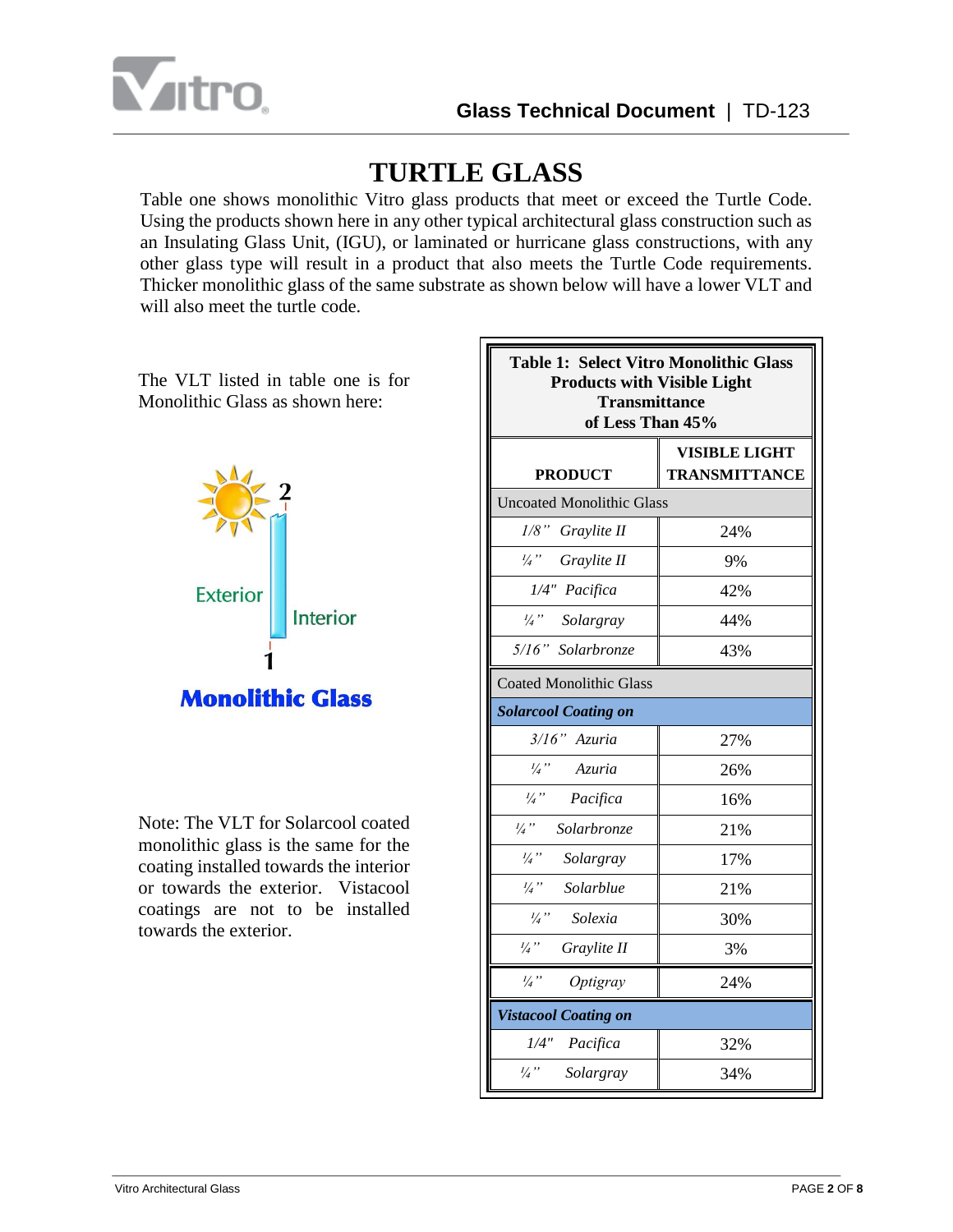# TURTLE GLASS

Table one shows monolithic Vitro glass products that meet or exceed the Turtle Code. Using the products shown here in any other typical architectural glass construction such as an Insulating Glass Unit, (IGU), or laminated or hurricane glass constructions, with any other glass type will result in a product that also meets the Turtle Code requirements. Thicker monolithic glass of the same substrate as shown below will have a lower VLT and will also meet the turtle code.

The VLT listed in table one is for Monolithic Glass as shown here:

2

Exterior

Interior

1

**Monolithic Glass**

Note: The VLT for Solarcool coated monolithic glass is the same for the coating installed towards the interior or towards the exterior. Vistacool coatings are not to be installed towards the exterior.

**Table 1: Select Vitro Monolithic Glass Products with Visible Light Transmittance of Less Than 45%**

| PRODUCT | VISIBLE LIGHT TRANSMITTANCE |
|---|---|
| Uncoated Monolithic Glass | |
| *1/8" Graylite II* | 24% |
| *¼" Graylite II* | 9% |
| *1/4" Pacifica* | 42% |
| *¼" Solargray* | 44% |
| *5/16" Solarbronze* | 43% |
| Coated Monolithic Glass | |
| ***Solarcool Coating on*** | |
| *3/16" Azuria* | 27% |
| *¼" Azuria* | 26% |
| *¼" Pacifica* | 16% |
| *¼" Solarbronze* | 21% |
| *¼" Solargray* | 17% |
| *¼" Solarblue* | 21% |
| *¼" Solexia* | 30% |
| *¼" Graylite II* | 3% |
| *¼" Optigray* | 24% |
| ***Vistacool Coating on*** | |
| *1/4" Pacifica* | 32% |
| *¼" Solargray* | 34% |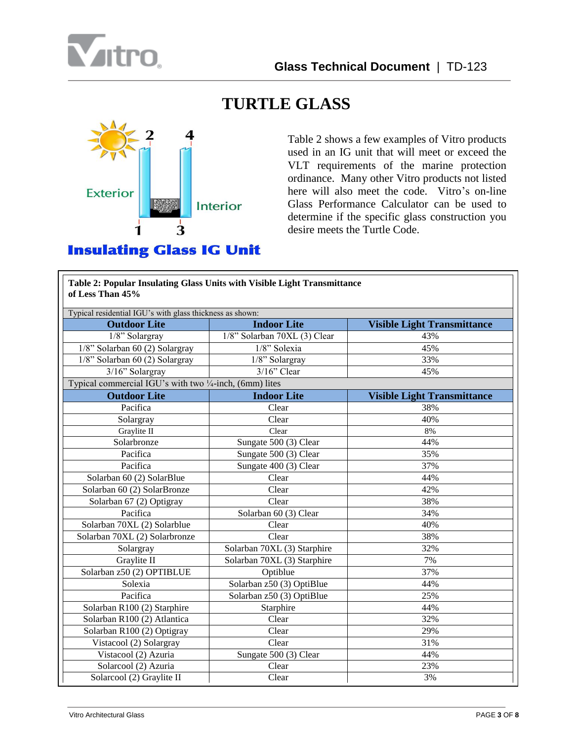# TURTLE GLASS

Exterior

Interior

2 4 1 3

**Insulating Glass IG Unit**

Table 2 shows a few examples of Vitro products used in an IG unit that will meet or exceed the VLT requirements of the marine protection ordinance. Many other Vitro products not listed here will also meet the code. Vitro's on-line Glass Performance Calculator can be used to determine if the specific glass construction you desire meets the Turtle Code.

**Table 2: Popular Insulating Glass Units with Visible Light Transmittance of Less Than 45%**

| Typical residential IGU's with glass thickness as shown: | | |
|---|---|---|
| **Outdoor Lite** | **Indoor Lite** | **Visible Light Transmittance** |
| 1/8" Solargray | 1/8" Solarban 70XL (3) Clear | 43% |
| 1/8" Solarban 60 (2) Solargray | 1/8" Solexia | 45% |
| 1/8" Solarban 60 (2) Solargray | 1/8" Solargray | 33% |
| 3/16" Solargray | 3/16" Clear | 45% |
| Typical commercial IGU's with two ¼-inch, (6mm) lites | | |
| **Outdoor Lite** | **Indoor Lite** | **Visible Light Transmittance** |
| Pacifica | Clear | 38% |
| Solargray | Clear | 40% |
| Graylite II | Clear | 8% |
| Solarbronze | Sungate 500 (3) Clear | 44% |
| Pacifica | Sungate 500 (3) Clear | 35% |
| Pacifica | Sungate 400 (3) Clear | 37% |
| Solarban 60 (2) SolarBlue | Clear | 44% |
| Solarban 60 (2) SolarBronze | Clear | 42% |
| Solarban 67 (2) Optigray | Clear | 38% |
| Pacifica | Solarban 60 (3) Clear | 34% |
| Solarban 70XL (2) Solarblue | Clear | 40% |
| Solarban 70XL (2) Solarbronze | Clear | 38% |
| Solargray | Solarban 70XL (3) Starphire | 32% |
| Graylite II | Solarban 70XL (3) Starphire | 7% |
| Solarban z50 (2) OPTIBLUE | Optiblue | 37% |
| Solexia | Solarban z50 (3) OptiBlue | 44% |
| Pacifica | Solarban z50 (3) OptiBlue | 25% |
| Solarban R100 (2) Starphire | Starphire | 44% |
| Solarban R100 (2) Atlantica | Clear | 32% |
| Solarban R100 (2) Optigray | Clear | 29% |
| Vistacool (2) Solargray | Clear | 31% |
| Vistacool (2) Azuria | Sungate 500 (3) Clear | 44% |
| Solarcool (2) Azuria | Clear | 23% |
| Solarcool (2) Graylite II | Clear | 3% |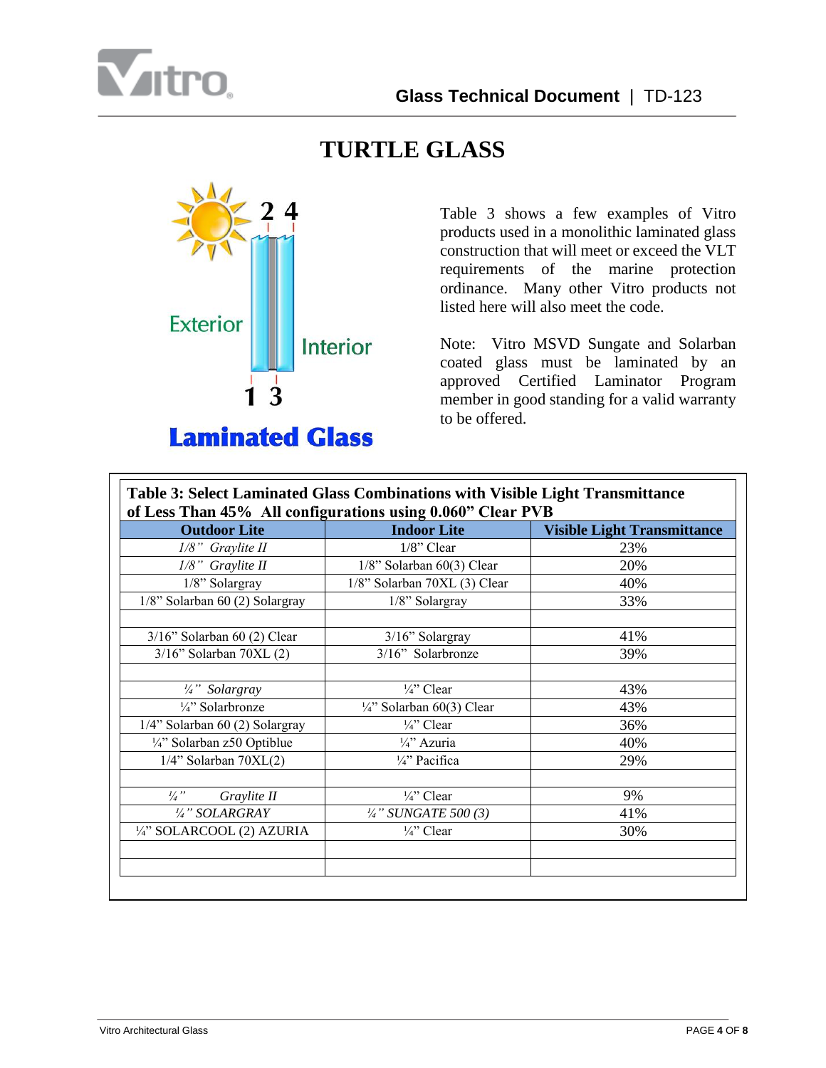# TURTLE GLASS

Table 3 shows a few examples of Vitro products used in a monolithic laminated glass construction that will meet or exceed the VLT requirements of the marine protection ordinance. Many other Vitro products not listed here will also meet the code.

Note: Vitro MSVD Sungate and Solarban coated glass must be laminated by an approved Certified Laminator Program member in good standing for a valid warranty to be offered.

**Table 3: Select Laminated Glass Combinations with Visible Light Transmittance of Less Than 45% All configurations using 0.060" Clear PVB**

| Outdoor Lite | Indoor Lite | Visible Light Transmittance |
|---|---|---|
| *1/8" Graylite II* | 1/8" Clear | 23% |
| *1/8" Graylite II* | 1/8" Solarban 60(3) Clear | 20% |
| 1/8" Solargray | 1/8" Solarban 70XL (3) Clear | 40% |
| 1/8" Solarban 60 (2) Solargray | 1/8" Solargray | 33% |
| | | |
| 3/16" Solarban 60 (2) Clear | 3/16" Solargray | 41% |
| 3/16" Solarban 70XL (2) | 3/16" Solarbronze | 39% |
| | | |
| *¼" Solargray* | ¼" Clear | 43% |
| ¼" Solarbronze | ¼" Solarban 60(3) Clear | 43% |
| 1/4" Solarban 60 (2) Solargray | ¼" Clear | 36% |
| ¼" Solarban z50 Optiblue | ¼" Azuria | 40% |
| 1/4" Solarban 70XL(2) | ¼" Pacifica | 29% |
| | | |
| *¼" Graylite II* | ¼" Clear | 9% |
| *¼" SOLARGRAY* | *¼" SUNGATE 500 (3)* | 41% |
| ¼" SOLARCOOL (2) AZURIA | ¼" Clear | 30% |
| | | |
| | | |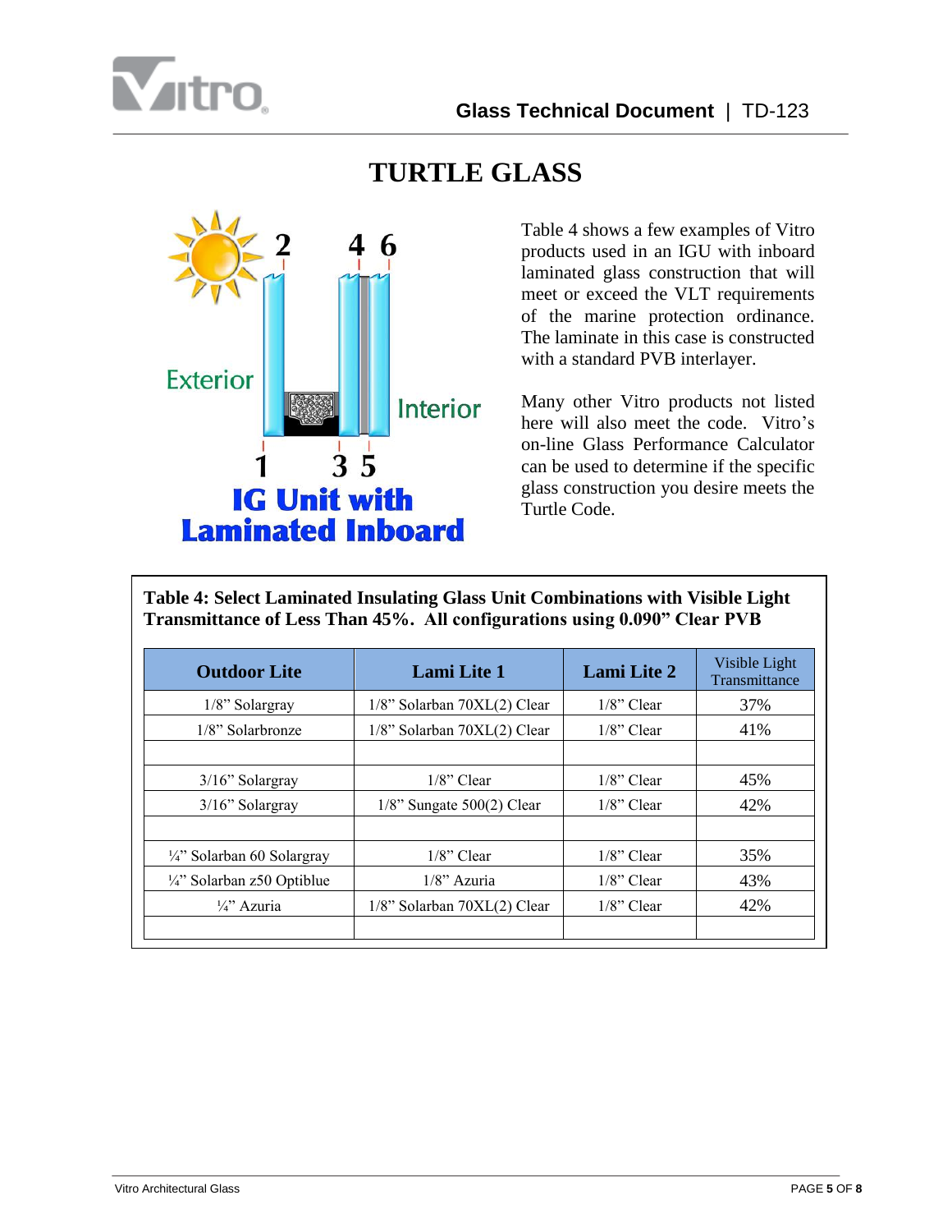# TURTLE GLASS

Exterior

Interior

2 4 6

1 3 5

**IG Unit with Laminated Inboard**

Table 4 shows a few examples of Vitro products used in an IGU with inboard laminated glass construction that will meet or exceed the VLT requirements of the marine protection ordinance. The laminate in this case is constructed with a standard PVB interlayer.

Many other Vitro products not listed here will also meet the code. Vitro's on-line Glass Performance Calculator can be used to determine if the specific glass construction you desire meets the Turtle Code.

**Table 4: Select Laminated Insulating Glass Unit Combinations with Visible Light Transmittance of Less Than 45%. All configurations using 0.090" Clear PVB**

| Outdoor Lite | Lami Lite 1 | Lami Lite 2 | Visible Light Transmittance |
|---|---|---|---|
| 1/8" Solargray | 1/8" Solarban 70XL(2) Clear | 1/8" Clear | 37% |
| 1/8" Solarbronze | 1/8" Solarban 70XL(2) Clear | 1/8" Clear | 41% |
| | | | |
| 3/16" Solargray | 1/8" Clear | 1/8" Clear | 45% |
| 3/16" Solargray | 1/8" Sungate 500(2) Clear | 1/8" Clear | 42% |
| | | | |
| ¼" Solarban 60 Solargray | 1/8" Clear | 1/8" Clear | 35% |
| ¼" Solarban z50 Optiblue | 1/8" Azuria | 1/8" Clear | 43% |
| ¼" Azuria | 1/8" Solarban 70XL(2) Clear | 1/8" Clear | 42% |
| | | | |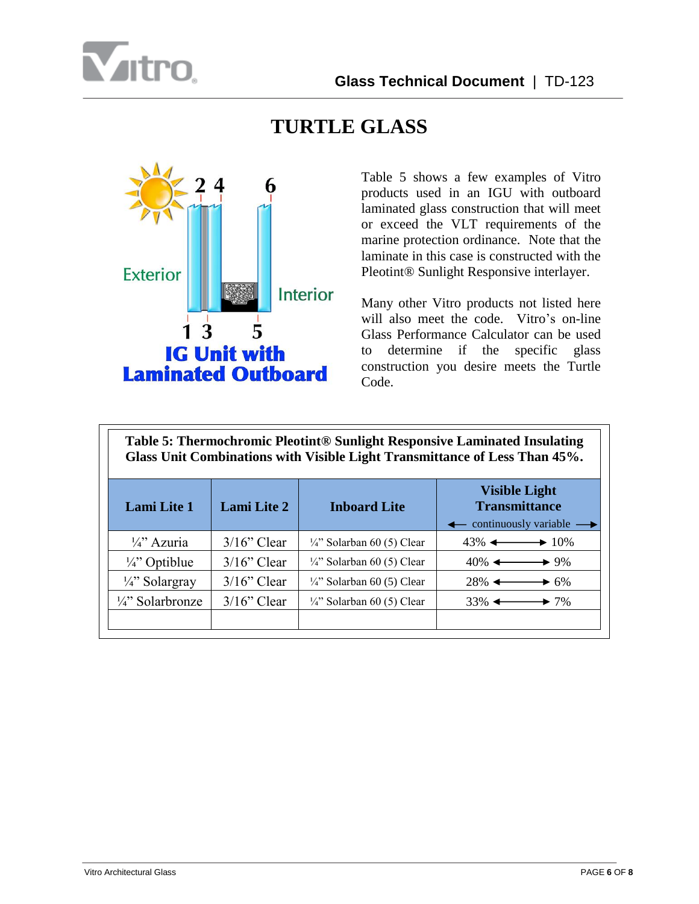# TURTLE GLASS

2 4 6

Exterior

Interior

1 3 5

**IG Unit with Laminated Outboard**

Table 5 shows a few examples of Vitro products used in an IGU with outboard laminated glass construction that will meet or exceed the VLT requirements of the marine protection ordinance. Note that the laminate in this case is constructed with the Pleotint® Sunlight Responsive interlayer.

Many other Vitro products not listed here will also meet the code. Vitro's on-line Glass Performance Calculator can be used to determine if the specific glass construction you desire meets the Turtle Code.

**Table 5: Thermochromic Pleotint® Sunlight Responsive Laminated Insulating Glass Unit Combinations with Visible Light Transmittance of Less Than 45%.**

| Lami Lite 1 | Lami Lite 2 | Inboard Lite | Visible Light Transmittance ← continuously variable → |
|---|---|---|---|
| ¼" Azuria | 3/16" Clear | ¼" Solarban 60 (5) Clear | 43% ←→ 10% |
| ¼" Optiblue | 3/16" Clear | ¼" Solarban 60 (5) Clear | 40% ←→ 9% |
| ¼" Solargray | 3/16" Clear | ¼" Solarban 60 (5) Clear | 28% ←→ 6% |
| ¼" Solarbronze | 3/16" Clear | ¼" Solarban 60 (5) Clear | 33% ←→ 7% |
| | | | |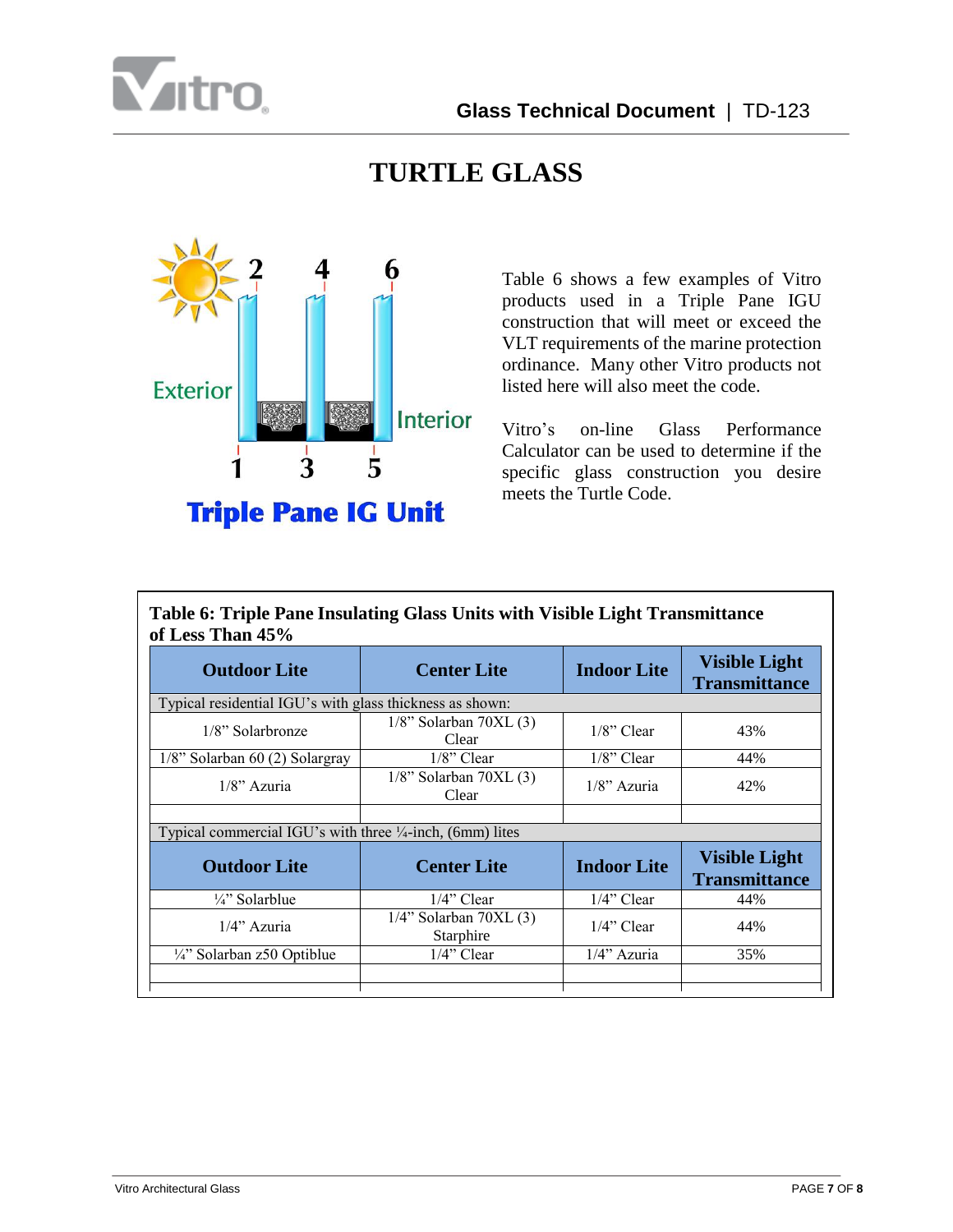# TURTLE GLASS

Table 6 shows a few examples of Vitro products used in a Triple Pane IGU construction that will meet or exceed the VLT requirements of the marine protection ordinance. Many other Vitro products not listed here will also meet the code.

Vitro's on-line Glass Performance Calculator can be used to determine if the specific glass construction you desire meets the Turtle Code.

**Table 6: Triple Pane Insulating Glass Units with Visible Light Transmittance of Less Than 45%**

| Outdoor Lite | Center Lite | Indoor Lite | Visible Light Transmittance |
|---|---|---|---|
| Typical residential IGU's with glass thickness as shown: | | | |
| 1/8" Solarbronze | 1/8" Solarban 70XL (3) Clear | 1/8" Clear | 43% |
| 1/8" Solarban 60 (2) Solargray | 1/8" Clear | 1/8" Clear | 44% |
| 1/8" Azuria | 1/8" Solarban 70XL (3) Clear | 1/8" Azuria | 42% |
| | | | |
| Typical commercial IGU's with three ¼-inch, (6mm) lites | | | |
| **Outdoor Lite** | **Center Lite** | **Indoor Lite** | **Visible Light Transmittance** |
| ¼" Solarblue | 1/4" Clear | 1/4" Clear | 44% |
| 1/4" Azuria | 1/4" Solarban 70XL (3) Starphire | 1/4" Clear | 44% |
| ¼" Solarban z50 Optiblue | 1/4" Clear | 1/4" Azuria | 35% |
| | | | |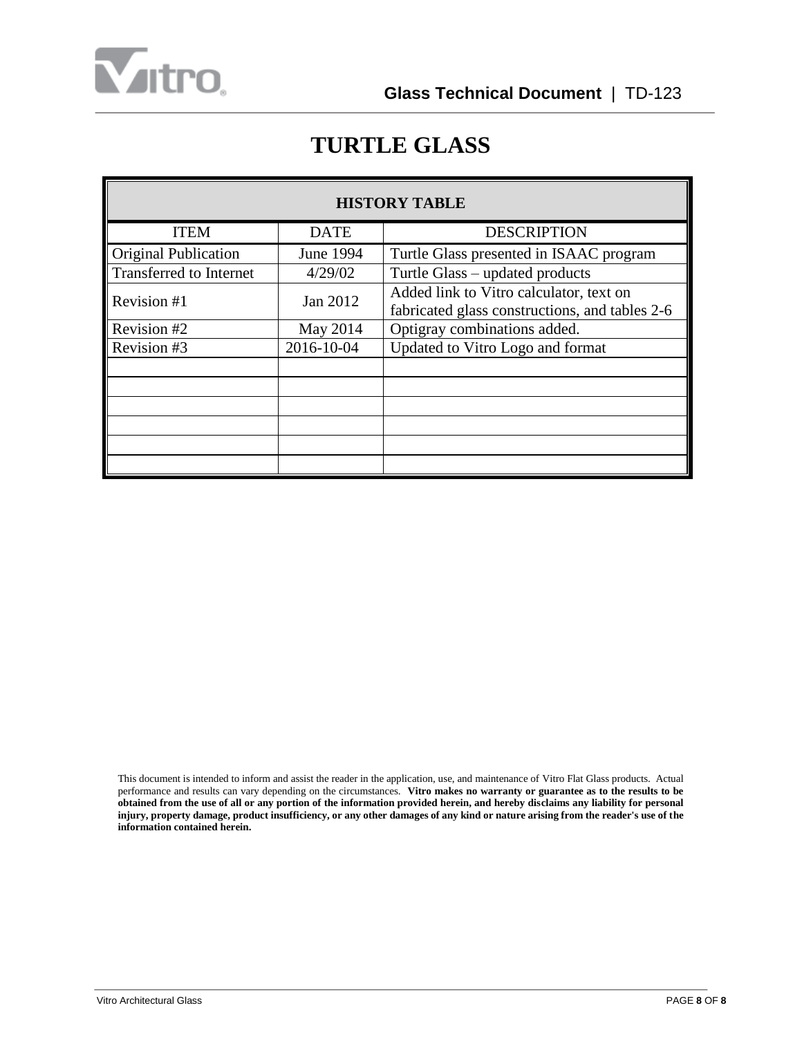# TURTLE GLASS

| HISTORY TABLE | | |
|---|---|---|
| ITEM | DATE | DESCRIPTION |
| Original Publication | June 1994 | Turtle Glass presented in ISAAC program |
| Transferred to Internet | 4/29/02 | Turtle Glass – updated products |
| Revision #1 | Jan 2012 | Added link to Vitro calculator, text on fabricated glass constructions, and tables 2-6 |
| Revision #2 | May 2014 | Optigray combinations added. |
| Revision #3 | 2016-10-04 | Updated to Vitro Logo and format |
| | | |
| | | |
| | | |
| | | |
| | | |
| | | |

This document is intended to inform and assist the reader in the application, use, and maintenance of Vitro Flat Glass products. Actual performance and results can vary depending on the circumstances. **Vitro makes no warranty or guarantee as to the results to be obtained from the use of all or any portion of the information provided herein, and hereby disclaims any liability for personal injury, property damage, product insufficiency, or any other damages of any kind or nature arising from the reader's use of the information contained herein.**